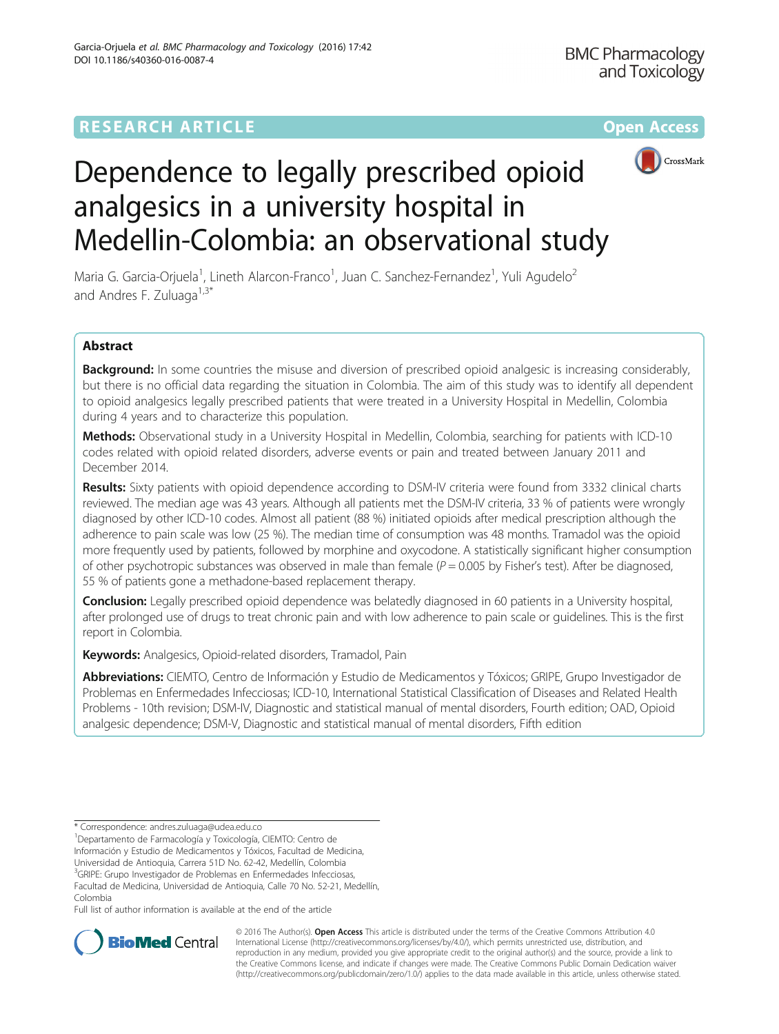RESEARCH ARTICLE

Open Access

# Dependence to legally prescribed opioid analgesics in a university hospital in Medellin-Colombia: an observational study

Maria G. Garcia-Orjuela[1], Lineth Alarcon-Franco[1], Juan C. Sanchez-Fernandez[1], Yuli Agudelo[2] and Andres F. Zuluaga[1,3*]

## Abstract

**Background:** In some countries the misuse and diversion of prescribed opioid analgesic is increasing considerably, but there is no official data regarding the situation in Colombia. The aim of this study was to identify all dependent to opioid analgesics legally prescribed patients that were treated in a University Hospital in Medellin, Colombia during 4 years and to characterize this population.

**Methods:** Observational study in a University Hospital in Medellin, Colombia, searching for patients with ICD-10 codes related with opioid related disorders, adverse events or pain and treated between January 2011 and December 2014.

**Results:** Sixty patients with opioid dependence according to DSM-IV criteria were found from 3332 clinical charts reviewed. The median age was 43 years. Although all patients met the DSM-IV criteria, 33 % of patients were wrongly diagnosed by other ICD-10 codes. Almost all patient (88 %) initiated opioids after medical prescription although the adherence to pain scale was low (25 %). The median time of consumption was 48 months. Tramadol was the opioid more frequently used by patients, followed by morphine and oxycodone. A statistically significant higher consumption of other psychotropic substances was observed in male than female ($P = 0.005$ by Fisher's test). After be diagnosed, 55 % of patients gone a methadone-based replacement therapy.

**Conclusion:** Legally prescribed opioid dependence was belatedly diagnosed in 60 patients in a University hospital, after prolonged use of drugs to treat chronic pain and with low adherence to pain scale or guidelines. This is the first report in Colombia.

**Keywords:** Analgesics, Opioid-related disorders, Tramadol, Pain

**Abbreviations:** CIEMTO, Centro de Información y Estudio de Medicamentos y Tóxicos; GRIPE, Grupo Investigador de Problemas en Enfermedades Infecciosas; ICD-10, International Statistical Classification of Diseases and Related Health Problems - 10th revision; DSM-IV, Diagnostic and statistical manual of mental disorders, Fourth edition; OAD, Opioid analgesic dependence; DSM-V, Diagnostic and statistical manual of mental disorders, Fifth edition

\* Correspondence: andres.zuluaga@udea.edu.co

[1]Departamento de Farmacología y Toxicología, CIEMTO: Centro de Información y Estudio de Medicamentos y Tóxicos, Facultad de Medicina, Universidad de Antioquia, Carrera 51D No. 62-42, Medellín, Colombia

[3]GRIPE: Grupo Investigador de Problemas en Enfermedades Infecciosas, Facultad de Medicina, Universidad de Antioquia, Calle 70 No. 52-21, Medellín, Colombia

Full list of author information is available at the end of the article

© 2016 The Author(s). **Open Access** This article is distributed under the terms of the Creative Commons Attribution 4.0 International License (http://creativecommons.org/licenses/by/4.0/), which permits unrestricted use, distribution, and reproduction in any medium, provided you give appropriate credit to the original author(s) and the source, provide a link to the Creative Commons license, and indicate if changes were made. The Creative Commons Public Domain Dedication waiver (http://creativecommons.org/publicdomain/zero/1.0/) applies to the data made available in this article, unless otherwise stated.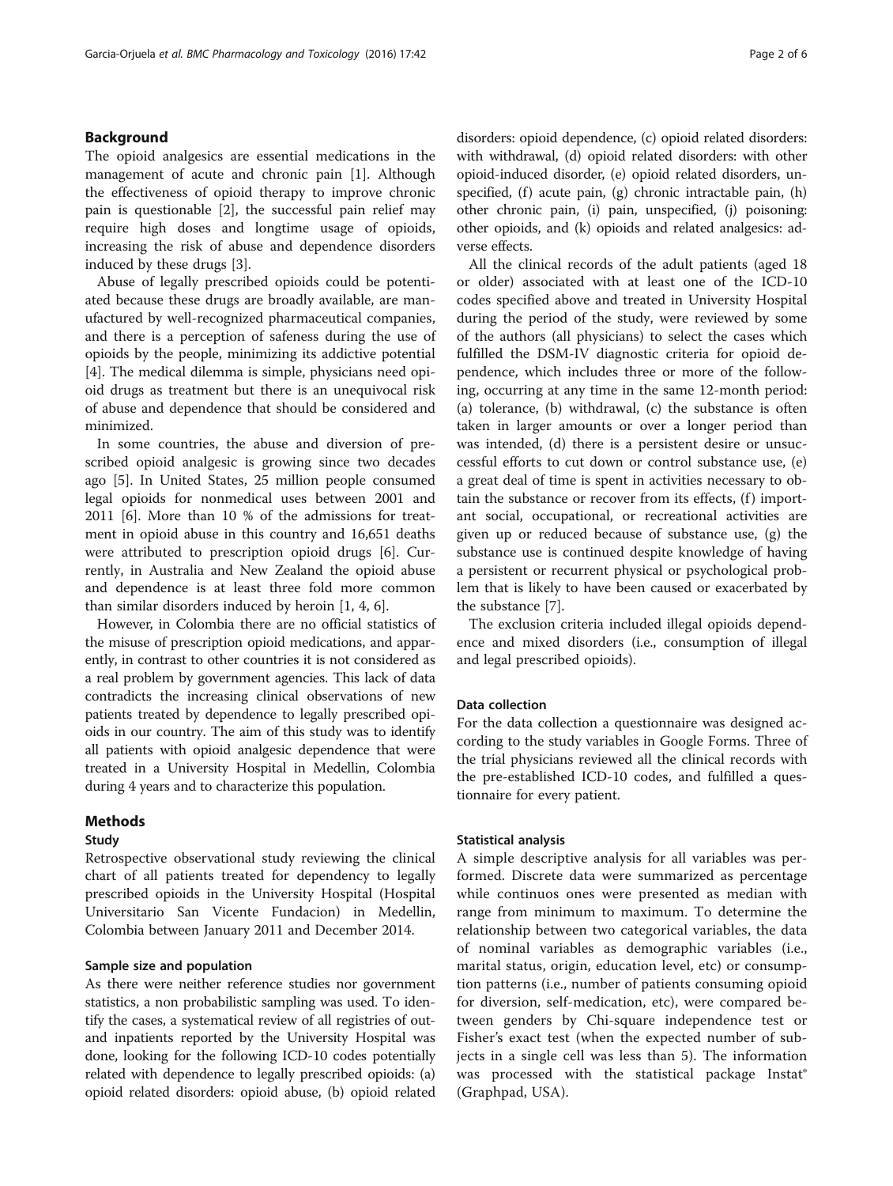## Background

The opioid analgesics are essential medications in the management of acute and chronic pain [1]. Although the effectiveness of opioid therapy to improve chronic pain is questionable [2], the successful pain relief may require high doses and longtime usage of opioids, increasing the risk of abuse and dependence disorders induced by these drugs [3].

Abuse of legally prescribed opioids could be potentiated because these drugs are broadly available, are manufactured by well-recognized pharmaceutical companies, and there is a perception of safeness during the use of opioids by the people, minimizing its addictive potential [4]. The medical dilemma is simple, physicians need opioid drugs as treatment but there is an unequivocal risk of abuse and dependence that should be considered and minimized.

In some countries, the abuse and diversion of prescribed opioid analgesic is growing since two decades ago [5]. In United States, 25 million people consumed legal opioids for nonmedical uses between 2001 and 2011 [6]. More than 10 % of the admissions for treatment in opioid abuse in this country and 16,651 deaths were attributed to prescription opioid drugs [6]. Currently, in Australia and New Zealand the opioid abuse and dependence is at least three fold more common than similar disorders induced by heroin [1, 4, 6].

However, in Colombia there are no official statistics of the misuse of prescription opioid medications, and apparently, in contrast to other countries it is not considered as a real problem by government agencies. This lack of data contradicts the increasing clinical observations of new patients treated by dependence to legally prescribed opioids in our country. The aim of this study was to identify all patients with opioid analgesic dependence that were treated in a University Hospital in Medellin, Colombia during 4 years and to characterize this population.

## Methods

### Study

Retrospective observational study reviewing the clinical chart of all patients treated for dependency to legally prescribed opioids in the University Hospital (Hospital Universitario San Vicente Fundacion) in Medellin, Colombia between January 2011 and December 2014.

### Sample size and population

As there were neither reference studies nor government statistics, a non probabilistic sampling was used. To identify the cases, a systematical review of all registries of out- and inpatients reported by the University Hospital was done, looking for the following ICD-10 codes potentially related with dependence to legally prescribed opioids: (a) opioid related disorders: opioid abuse, (b) opioid related disorders: opioid dependence, (c) opioid related disorders: with withdrawal, (d) opioid related disorders: with other opioid-induced disorder, (e) opioid related disorders, unspecified, (f) acute pain, (g) chronic intractable pain, (h) other chronic pain, (i) pain, unspecified, (j) poisoning: other opioids, and (k) opioids and related analgesics: adverse effects.

All the clinical records of the adult patients (aged 18 or older) associated with at least one of the ICD-10 codes specified above and treated in University Hospital during the period of the study, were reviewed by some of the authors (all physicians) to select the cases which fulfilled the DSM-IV diagnostic criteria for opioid dependence, which includes three or more of the following, occurring at any time in the same 12-month period: (a) tolerance, (b) withdrawal, (c) the substance is often taken in larger amounts or over a longer period than was intended, (d) there is a persistent desire or unsuccessful efforts to cut down or control substance use, (e) a great deal of time is spent in activities necessary to obtain the substance or recover from its effects, (f) important social, occupational, or recreational activities are given up or reduced because of substance use, (g) the substance use is continued despite knowledge of having a persistent or recurrent physical or psychological problem that is likely to have been caused or exacerbated by the substance [7].

The exclusion criteria included illegal opioids dependence and mixed disorders (i.e., consumption of illegal and legal prescribed opioids).

### Data collection

For the data collection a questionnaire was designed according to the study variables in Google Forms. Three of the trial physicians reviewed all the clinical records with the pre-established ICD-10 codes, and fulfilled a questionnaire for every patient.

### Statistical analysis

A simple descriptive analysis for all variables was performed. Discrete data were summarized as percentage while continuos ones were presented as median with range from minimum to maximum. To determine the relationship between two categorical variables, the data of nominal variables as demographic variables (i.e., marital status, origin, education level, etc) or consumption patterns (i.e., number of patients consuming opioid for diversion, self-medication, etc), were compared between genders by Chi-square independence test or Fisher's exact test (when the expected number of subjects in a single cell was less than 5). The information was processed with the statistical package Instat® (Graphpad, USA).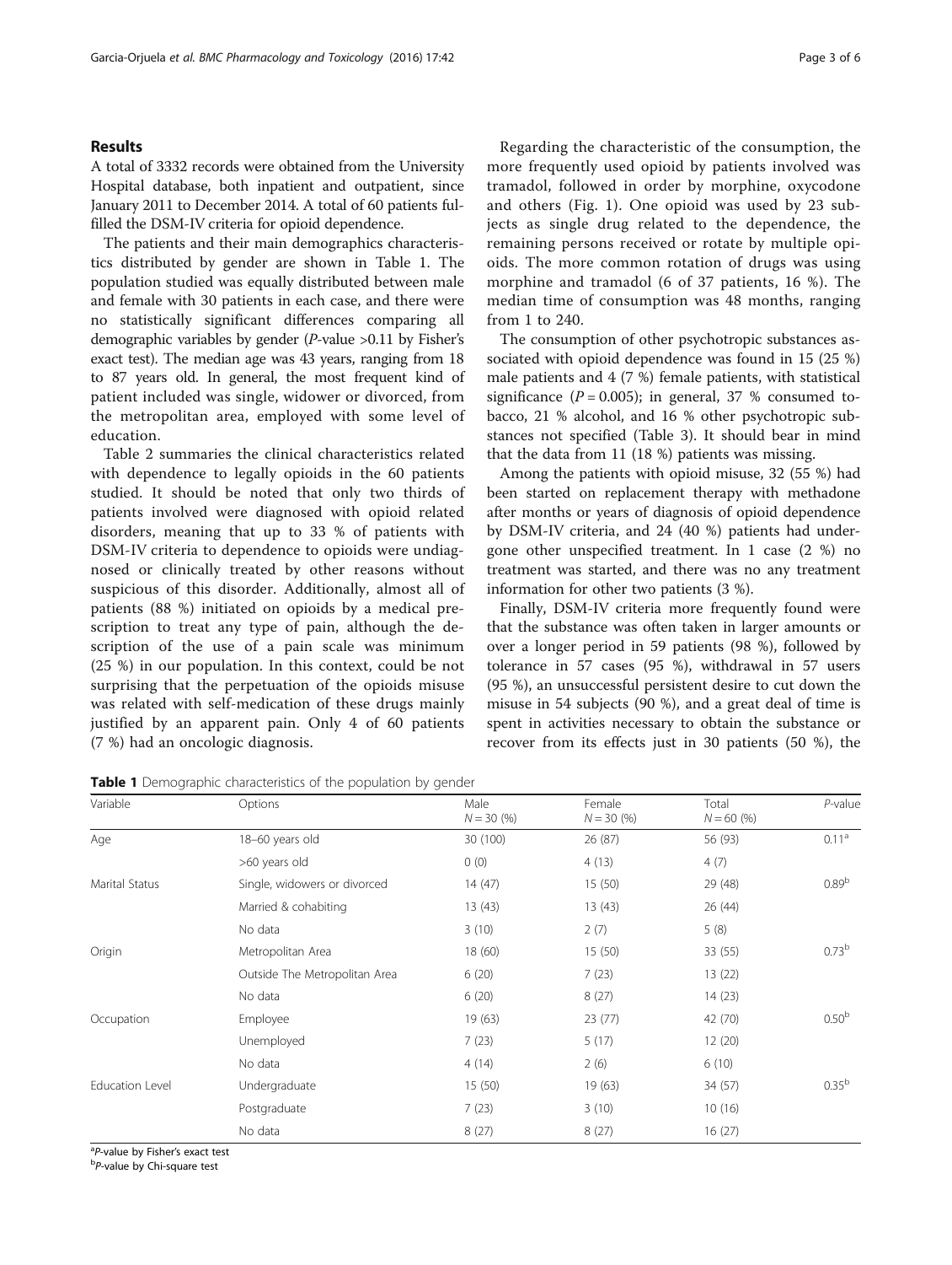## Results

A total of 3332 records were obtained from the University Hospital database, both inpatient and outpatient, since January 2011 to December 2014. A total of 60 patients fulfilled the DSM-IV criteria for opioid dependence.

The patients and their main demographics characteristics distributed by gender are shown in Table 1. The population studied was equally distributed between male and female with 30 patients in each case, and there were no statistically significant differences comparing all demographic variables by gender (*P*-value >0.11 by Fisher's exact test). The median age was 43 years, ranging from 18 to 87 years old. In general, the most frequent kind of patient included was single, widower or divorced, from the metropolitan area, employed with some level of education.

Table 2 summaries the clinical characteristics related with dependence to legally opioids in the 60 patients studied. It should be noted that only two thirds of patients involved were diagnosed with opioid related disorders, meaning that up to 33 % of patients with DSM-IV criteria to dependence to opioids were undiagnosed or clinically treated by other reasons without suspicious of this disorder. Additionally, almost all of patients (88 %) initiated on opioids by a medical prescription to treat any type of pain, although the description of the use of a pain scale was minimum (25 %) in our population. In this context, could be not surprising that the perpetuation of the opioids misuse was related with self-medication of these drugs mainly justified by an apparent pain. Only 4 of 60 patients (7 %) had an oncologic diagnosis.

Regarding the characteristic of the consumption, the more frequently used opioid by patients involved was tramadol, followed in order by morphine, oxycodone and others (Fig. 1). One opioid was used by 23 subjects as single drug related to the dependence, the remaining persons received or rotate by multiple opioids. The more common rotation of drugs was using morphine and tramadol (6 of 37 patients, 16 %). The median time of consumption was 48 months, ranging from 1 to 240.

The consumption of other psychotropic substances associated with opioid dependence was found in 15 (25 %) male patients and 4 (7 %) female patients, with statistical significance ($P = 0.005$); in general, 37 % consumed tobacco, 21 % alcohol, and 16 % other psychotropic substances not specified (Table 3). It should bear in mind that the data from 11 (18 %) patients was missing.

Among the patients with opioid misuse, 32 (55 %) had been started on replacement therapy with methadone after months or years of diagnosis of opioid dependence by DSM-IV criteria, and 24 (40 %) patients had undergone other unspecified treatment. In 1 case (2 %) no treatment was started, and there was no any treatment information for other two patients (3 %).

Finally, DSM-IV criteria more frequently found were that the substance was often taken in larger amounts or over a longer period in 59 patients (98 %), followed by tolerance in 57 cases (95 %), withdrawal in 57 users (95 %), an unsuccessful persistent desire to cut down the misuse in 54 subjects (90 %), and a great deal of time is spent in activities necessary to obtain the substance or recover from its effects just in 30 patients (50 %), the

**Table 1** Demographic characteristics of the population by gender

| Variable | Options | Male $N = 30$ (%) | Female $N = 30$ (%) | Total $N = 60$ (%) | *P*-value |
|---|---|---|---|---|---|
| Age | 18–60 years old | 30 (100) | 26 (87) | 56 (93) | 0.11[a] |
| | >60 years old | 0 (0) | 4 (13) | 4 (7) | |
| Marital Status | Single, widowers or divorced | 14 (47) | 15 (50) | 29 (48) | 0.89[b] |
| | Married & cohabiting | 13 (43) | 13 (43) | 26 (44) | |
| | No data | 3 (10) | 2 (7) | 5 (8) | |
| Origin | Metropolitan Area | 18 (60) | 15 (50) | 33 (55) | 0.73[b] |
| | Outside The Metropolitan Area | 6 (20) | 7 (23) | 13 (22) | |
| | No data | 6 (20) | 8 (27) | 14 (23) | |
| Occupation | Employee | 19 (63) | 23 (77) | 42 (70) | 0.50[b] |
| | Unemployed | 7 (23) | 5 (17) | 12 (20) | |
| | No data | 4 (14) | 2 (6) | 6 (10) | |
| Education Level | Undergraduate | 15 (50) | 19 (63) | 34 (57) | 0.35[b] |
| | Postgraduate | 7 (23) | 3 (10) | 10 (16) | |
| | No data | 8 (27) | 8 (27) | 16 (27) | |

[a] *P*-value by Fisher's exact test
[b] *P*-value by Chi-square test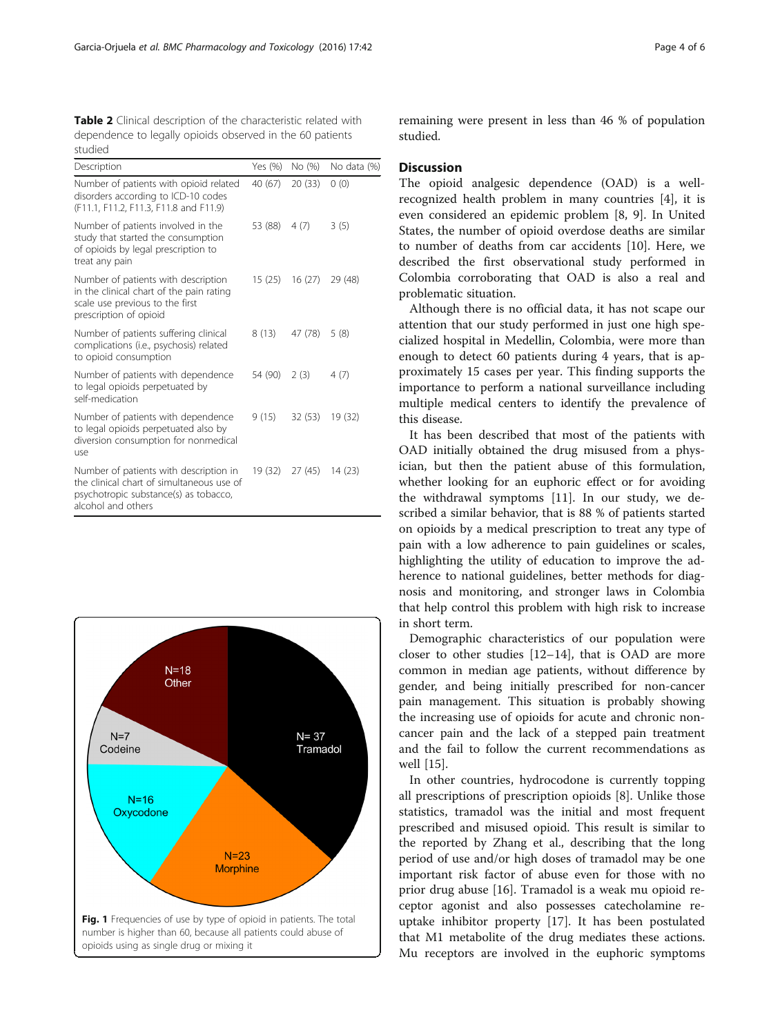**Table 2** Clinical description of the characteristic related with dependence to legally opioids observed in the 60 patients studied

| Description | Yes (%) | No (%) | No data (%) |
|---|---|---|---|
| Number of patients with opioid related disorders according to ICD-10 codes (F11.1, F11.2, F11.3, F11.8 and F11.9) | 40 (67) | 20 (33) | 0 (0) |
| Number of patients involved in the study that started the consumption of opioids by legal prescription to treat any pain | 53 (88) | 4 (7) | 3 (5) |
| Number of patients with description in the clinical chart of the pain rating scale use previous to the first prescription of opioid | 15 (25) | 16 (27) | 29 (48) |
| Number of patients suffering clinical complications (i.e., psychosis) related to opioid consumption | 8 (13) | 47 (78) | 5 (8) |
| Number of patients with dependence to legal opioids perpetuated by self-medication | 54 (90) | 2 (3) | 4 (7) |
| Number of patients with dependence to legal opioids perpetuated also by diversion consumption for nonmedical use | 9 (15) | 32 (53) | 19 (32) |
| Number of patients with description in the clinical chart of simultaneous use of psychotropic substance(s) as tobacco, alcohol and others | 19 (32) | 27 (45) | 14 (23) |

**Fig. 1** Frequencies of use by type of opioid in patients. The total number is higher than 60, because all patients could abuse of opioids using as single drug or mixing it

remaining were present in less than 46 % of population studied.

## Discussion

The opioid analgesic dependence (OAD) is a well-recognized health problem in many countries [4], it is even considered an epidemic problem [8, 9]. In United States, the number of opioid overdose deaths are similar to number of deaths from car accidents [10]. Here, we described the first observational study performed in Colombia corroborating that OAD is also a real and problematic situation.

Although there is no official data, it has not scape our attention that our study performed in just one high specialized hospital in Medellin, Colombia, were more than enough to detect 60 patients during 4 years, that is approximately 15 cases per year. This finding supports the importance to perform a national surveillance including multiple medical centers to identify the prevalence of this disease.

It has been described that most of the patients with OAD initially obtained the drug misused from a physician, but then the patient abuse of this formulation, whether looking for an euphoric effect or for avoiding the withdrawal symptoms [11]. In our study, we described a similar behavior, that is 88 % of patients started on opioids by a medical prescription to treat any type of pain with a low adherence to pain guidelines or scales, highlighting the utility of education to improve the adherence to national guidelines, better methods for diagnosis and monitoring, and stronger laws in Colombia that help control this problem with high risk to increase in short term.

Demographic characteristics of our population were closer to other studies [12–14], that is OAD are more common in median age patients, without difference by gender, and being initially prescribed for non-cancer pain management. This situation is probably showing the increasing use of opioids for acute and chronic non-cancer pain and the lack of a stepped pain treatment and the fail to follow the current recommendations as well [15].

In other countries, hydrocodone is currently topping all prescriptions of prescription opioids [8]. Unlike those statistics, tramadol was the initial and most frequent prescribed and misused opioid. This result is similar to the reported by Zhang et al., describing that the long period of use and/or high doses of tramadol may be one important risk factor of abuse even for those with no prior drug abuse [16]. Tramadol is a weak mu opioid receptor agonist and also possesses catecholamine reuptake inhibitor property [17]. It has been postulated that M1 metabolite of the drug mediates these actions. Mu receptors are involved in the euphoric symptoms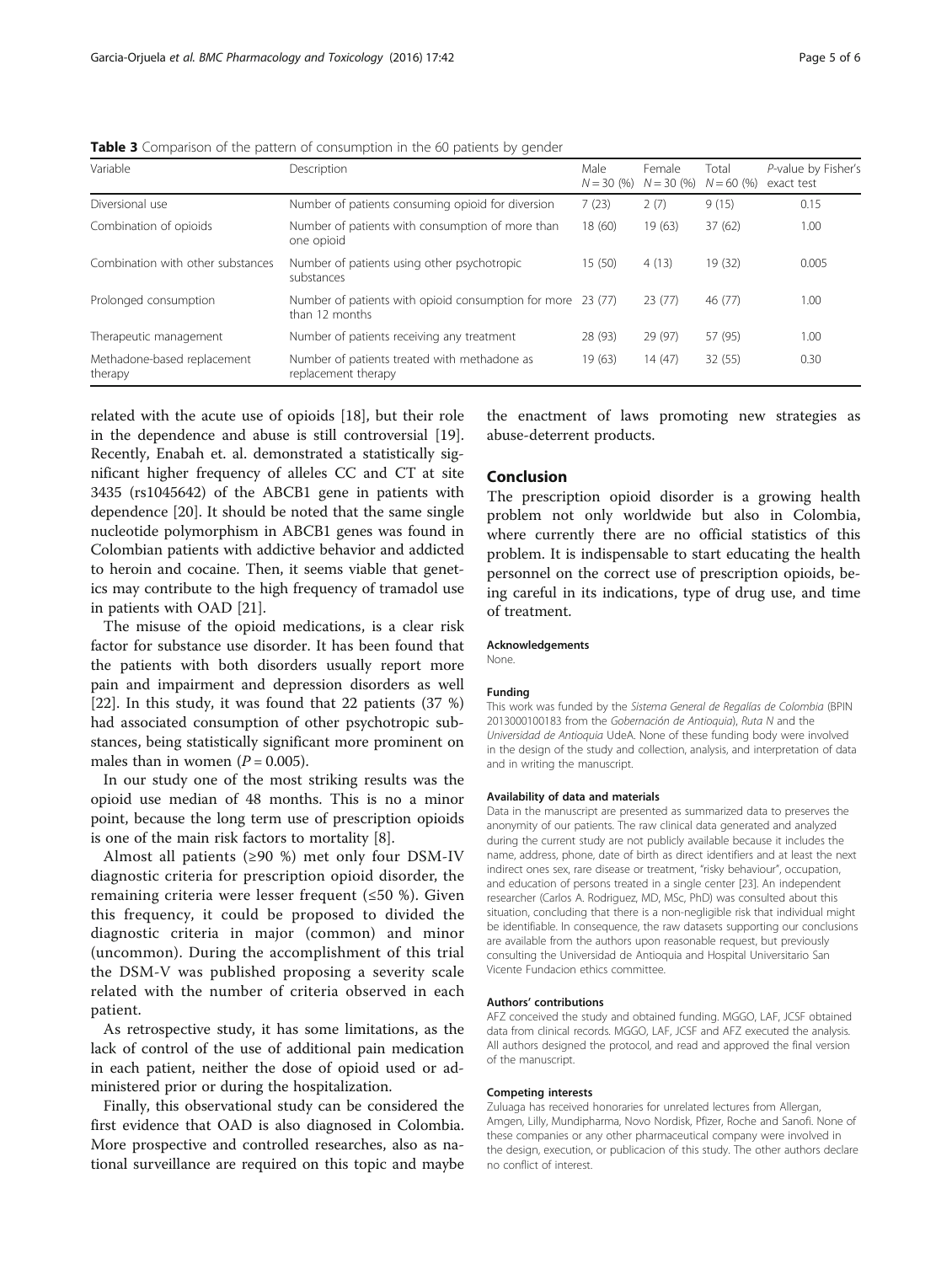**Table 3** Comparison of the pattern of consumption in the 60 patients by gender

| Variable | Description | Male $N = 30$ (%) | Female $N = 30$ (%) | Total $N = 60$ (%) | *P*-value by Fisher's exact test |
|---|---|---|---|---|---|
| Diversional use | Number of patients consuming opioid for diversion | 7 (23) | 2 (7) | 9 (15) | 0.15 |
| Combination of opioids | Number of patients with consumption of more than one opioid | 18 (60) | 19 (63) | 37 (62) | 1.00 |
| Combination with other substances | Number of patients using other psychotropic substances | 15 (50) | 4 (13) | 19 (32) | 0.005 |
| Prolonged consumption | Number of patients with opioid consumption for more than 12 months | 23 (77) | 23 (77) | 46 (77) | 1.00 |
| Therapeutic management | Number of patients receiving any treatment | 28 (93) | 29 (97) | 57 (95) | 1.00 |
| Methadone-based replacement therapy | Number of patients treated with methadone as replacement therapy | 19 (63) | 14 (47) | 32 (55) | 0.30 |

related with the acute use of opioids [18], but their role in the dependence and abuse is still controversial [19]. Recently, Enabah et. al. demonstrated a statistically significant higher frequency of alleles CC and CT at site 3435 (rs1045642) of the ABCB1 gene in patients with dependence [20]. It should be noted that the same single nucleotide polymorphism in ABCB1 genes was found in Colombian patients with addictive behavior and addicted to heroin and cocaine. Then, it seems viable that genetics may contribute to the high frequency of tramadol use in patients with OAD [21].

The misuse of the opioid medications, is a clear risk factor for substance use disorder. It has been found that the patients with both disorders usually report more pain and impairment and depression disorders as well [22]. In this study, it was found that 22 patients (37 %) had associated consumption of other psychotropic substances, being statistically significant more prominent on males than in women ($P = 0.005$).

In our study one of the most striking results was the opioid use median of 48 months. This is no a minor point, because the long term use of prescription opioids is one of the main risk factors to mortality [8].

Almost all patients (≥90 %) met only four DSM-IV diagnostic criteria for prescription opioid disorder, the remaining criteria were lesser frequent (≤50 %). Given this frequency, it could be proposed to divided the diagnostic criteria in major (common) and minor (uncommon). During the accomplishment of this trial the DSM-V was published proposing a severity scale related with the number of criteria observed in each patient.

As retrospective study, it has some limitations, as the lack of control of the use of additional pain medication in each patient, neither the dose of opioid used or administered prior or during the hospitalization.

Finally, this observational study can be considered the first evidence that OAD is also diagnosed in Colombia. More prospective and controlled researches, also as national surveillance are required on this topic and maybe the enactment of laws promoting new strategies as abuse-deterrent products.

## Conclusion

The prescription opioid disorder is a growing health problem not only worldwide but also in Colombia, where currently there are no official statistics of this problem. It is indispensable to start educating the health personnel on the correct use of prescription opioids, being careful in its indications, type of drug use, and time of treatment.

#### Acknowledgements

None.

#### Funding

This work was funded by the *Sistema General de Regalías de Colombia* (BPIN 2013000100183 from the *Gobernación de Antioquia*), *Ruta N* and the *Universidad de Antioquia* UdeA. None of these funding body were involved in the design of the study and collection, analysis, and interpretation of data and in writing the manuscript.

#### Availability of data and materials

Data in the manuscript are presented as summarized data to preserves the anonymity of our patients. The raw clinical data generated and analyzed during the current study are not publicly available because it includes the name, address, phone, date of birth as direct identifiers and at least the next indirect ones sex, rare disease or treatment, "risky behaviour", occupation, and education of persons treated in a single center [23]. An independent researcher (Carlos A. Rodriguez, MD, MSc, PhD) was consulted about this situation, concluding that there is a non-negligible risk that individual might be identifiable. In consequence, the raw datasets supporting our conclusions are available from the authors upon reasonable request, but previously consulting the Universidad de Antioquia and Hospital Universitario San Vicente Fundacion ethics committee.

#### Authors' contributions

AFZ conceived the study and obtained funding. MGGO, LAF, JCSF obtained data from clinical records. MGGO, LAF, JCSF and AFZ executed the analysis. All authors designed the protocol, and read and approved the final version of the manuscript.

#### Competing interests

Zuluaga has received honoraries for unrelated lectures from Allergan, Amgen, Lilly, Mundipharma, Novo Nordisk, Pfizer, Roche and Sanofi. None of these companies or any other pharmaceutical company were involved in the design, execution, or publicacion of this study. The other authors declare no conflict of interest.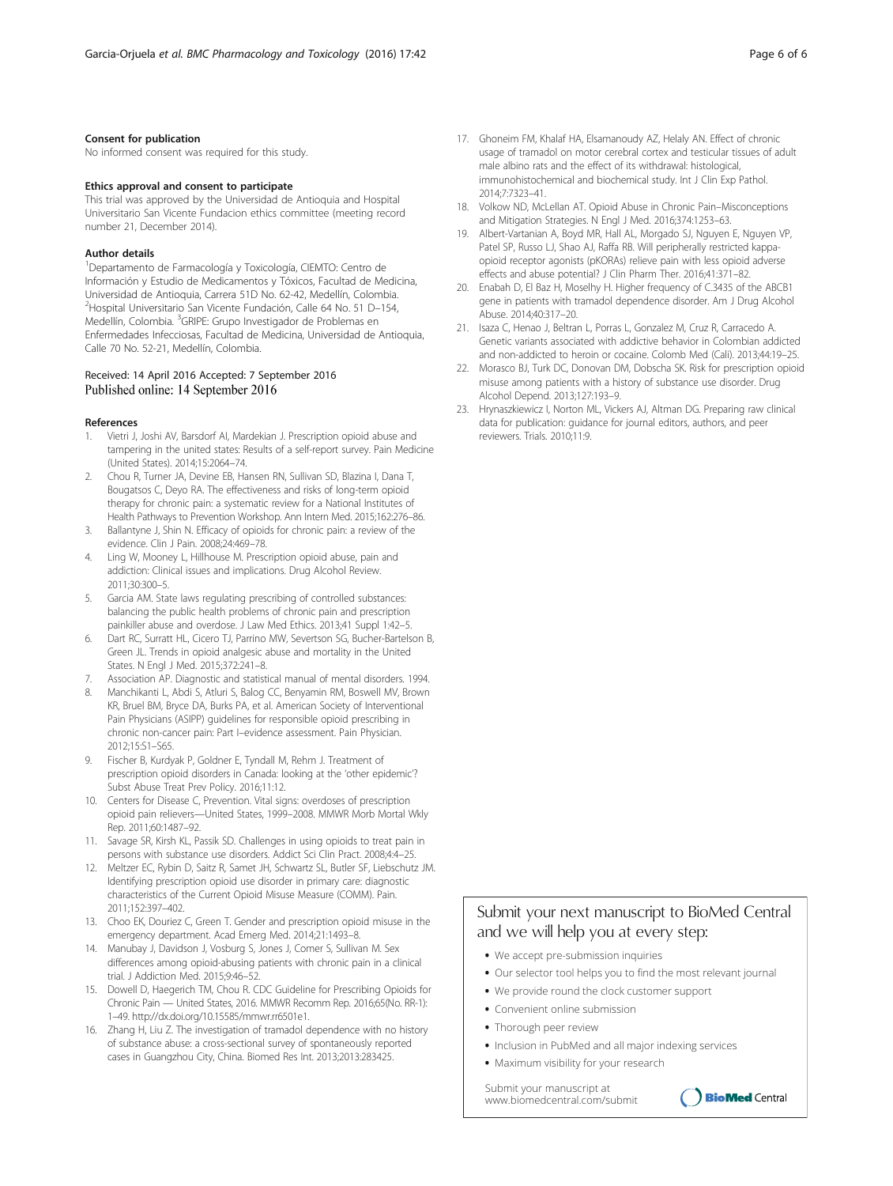#### Consent for publication

No informed consent was required for this study.

#### Ethics approval and consent to participate

This trial was approved by the Universidad de Antioquia and Hospital Universitario San Vicente Fundacion ethics committee (meeting record number 21, December 2014).

#### Author details

[1]Departamento de Farmacología y Toxicología, CIEMTO: Centro de Información y Estudio de Medicamentos y Tóxicos, Facultad de Medicina, Universidad de Antioquia, Carrera 51D No. 62-42, Medellín, Colombia. [2]Hospital Universitario San Vicente Fundación, Calle 64 No. 51 D–154, Medellín, Colombia. [3]GRIPE: Grupo Investigador de Problemas en Enfermedades Infecciosas, Facultad de Medicina, Universidad de Antioquia, Calle 70 No. 52-21, Medellín, Colombia.

Received: 14 April 2016 Accepted: 7 September 2016
Published online: 14 September 2016

#### References

1. Vietri J, Joshi AV, Barsdorf AI, Mardekian J. Prescription opioid abuse and tampering in the united states: Results of a self-report survey. Pain Medicine (United States). 2014;15:2064–74.
2. Chou R, Turner JA, Devine EB, Hansen RN, Sullivan SD, Blazina I, Dana T, Bougatsos C, Deyo RA. The effectiveness and risks of long-term opioid therapy for chronic pain: a systematic review for a National Institutes of Health Pathways to Prevention Workshop. Ann Intern Med. 2015;162:276–86.
3. Ballantyne J, Shin N. Efficacy of opioids for chronic pain: a review of the evidence. Clin J Pain. 2008;24:469–78.
4. Ling W, Mooney L, Hillhouse M. Prescription opioid abuse, pain and addiction: Clinical issues and implications. Drug Alcohol Review. 2011;30:300–5.
5. Garcia AM. State laws regulating prescribing of controlled substances: balancing the public health problems of chronic pain and prescription painkiller abuse and overdose. J Law Med Ethics. 2013;41 Suppl 1:42–5.
6. Dart RC, Surratt HL, Cicero TJ, Parrino MW, Severtson SG, Bucher-Bartelson B, Green JL. Trends in opioid analgesic abuse and mortality in the United States. N Engl J Med. 2015;372:241–8.
7. Association AP. Diagnostic and statistical manual of mental disorders. 1994.
8. Manchikanti L, Abdi S, Atluri S, Balog CC, Benyamin RM, Boswell MV, Brown KR, Bruel BM, Bryce DA, Burks PA, et al. American Society of Interventional Pain Physicians (ASIPP) guidelines for responsible opioid prescribing in chronic non-cancer pain: Part I–evidence assessment. Pain Physician. 2012;15:S1–S65.
9. Fischer B, Kurdyak P, Goldner E, Tyndall M, Rehm J. Treatment of prescription opioid disorders in Canada: looking at the 'other epidemic'? Subst Abuse Treat Prev Policy. 2016;11:12.
10. Centers for Disease C, Prevention. Vital signs: overdoses of prescription opioid pain relievers—United States, 1999–2008. MMWR Morb Mortal Wkly Rep. 2011;60:1487–92.
11. Savage SR, Kirsh KL, Passik SD. Challenges in using opioids to treat pain in persons with substance use disorders. Addict Sci Clin Pract. 2008;4:4–25.
12. Meltzer EC, Rybin D, Saitz R, Samet JH, Schwartz SL, Butler SF, Liebschutz JM. Identifying prescription opioid use disorder in primary care: diagnostic characteristics of the Current Opioid Misuse Measure (COMM). Pain. 2011;152:397–402.
13. Choo EK, Douriez C, Green T. Gender and prescription opioid misuse in the emergency department. Acad Emerg Med. 2014;21:1493–8.
14. Manubay J, Davidson J, Vosburg S, Jones J, Comer S, Sullivan M. Sex differences among opioid-abusing patients with chronic pain in a clinical trial. J Addiction Med. 2015;9:46–52.
15. Dowell D, Haegerich TM, Chou R. CDC Guideline for Prescribing Opioids for Chronic Pain — United States, 2016. MMWR Recomm Rep. 2016;65(No. RR-1): 1–49. http://dx.doi.org/10.15585/mmwr.rr6501e1.
16. Zhang H, Liu Z. The investigation of tramadol dependence with no history of substance abuse: a cross-sectional survey of spontaneously reported cases in Guangzhou City, China. Biomed Res Int. 2013;2013:283425.
17. Ghoneim FM, Khalaf HA, Elsamanoudy AZ, Helaly AN. Effect of chronic usage of tramadol on motor cerebral cortex and testicular tissues of adult male albino rats and the effect of its withdrawal: histological, immunohistochemical and biochemical study. Int J Clin Exp Pathol. 2014;7:7323–41.
18. Volkow ND, McLellan AT. Opioid Abuse in Chronic Pain–Misconceptions and Mitigation Strategies. N Engl J Med. 2016;374:1253–63.
19. Albert-Vartanian A, Boyd MR, Hall AL, Morgado SJ, Nguyen E, Nguyen VP, Patel SP, Russo LJ, Shao AJ, Raffa RB. Will peripherally restricted kappa-opioid receptor agonists (pKORAs) relieve pain with less opioid adverse effects and abuse potential? J Clin Pharm Ther. 2016;41:371–82.
20. Enabah D, El Baz H, Moselhy H. Higher frequency of C.3435 of the ABCB1 gene in patients with tramadol dependence disorder. Am J Drug Alcohol Abuse. 2014;40:317–20.
21. Isaza C, Henao J, Beltran L, Porras L, Gonzalez M, Cruz R, Carracedo A. Genetic variants associated with addictive behavior in Colombian addicted and non-addicted to heroin or cocaine. Colomb Med (Cali). 2013;44:19–25.
22. Morasco BJ, Turk DC, Donovan DM, Dobscha SK. Risk for prescription opioid misuse among patients with a history of substance use disorder. Drug Alcohol Depend. 2013;127:193–9.
23. Hrynaszkiewicz I, Norton ML, Vickers AJ, Altman DG. Preparing raw clinical data for publication: guidance for journal editors, authors, and peer reviewers. Trials. 2010;11:9.

Submit your next manuscript to BioMed Central and we will help you at every step:

- We accept pre-submission inquiries
- Our selector tool helps you to find the most relevant journal
- We provide round the clock customer support
- Convenient online submission
- Thorough peer review
- Inclusion in PubMed and all major indexing services
- Maximum visibility for your research

Submit your manuscript at
www.biomedcentral.com/submit

BioMed Central